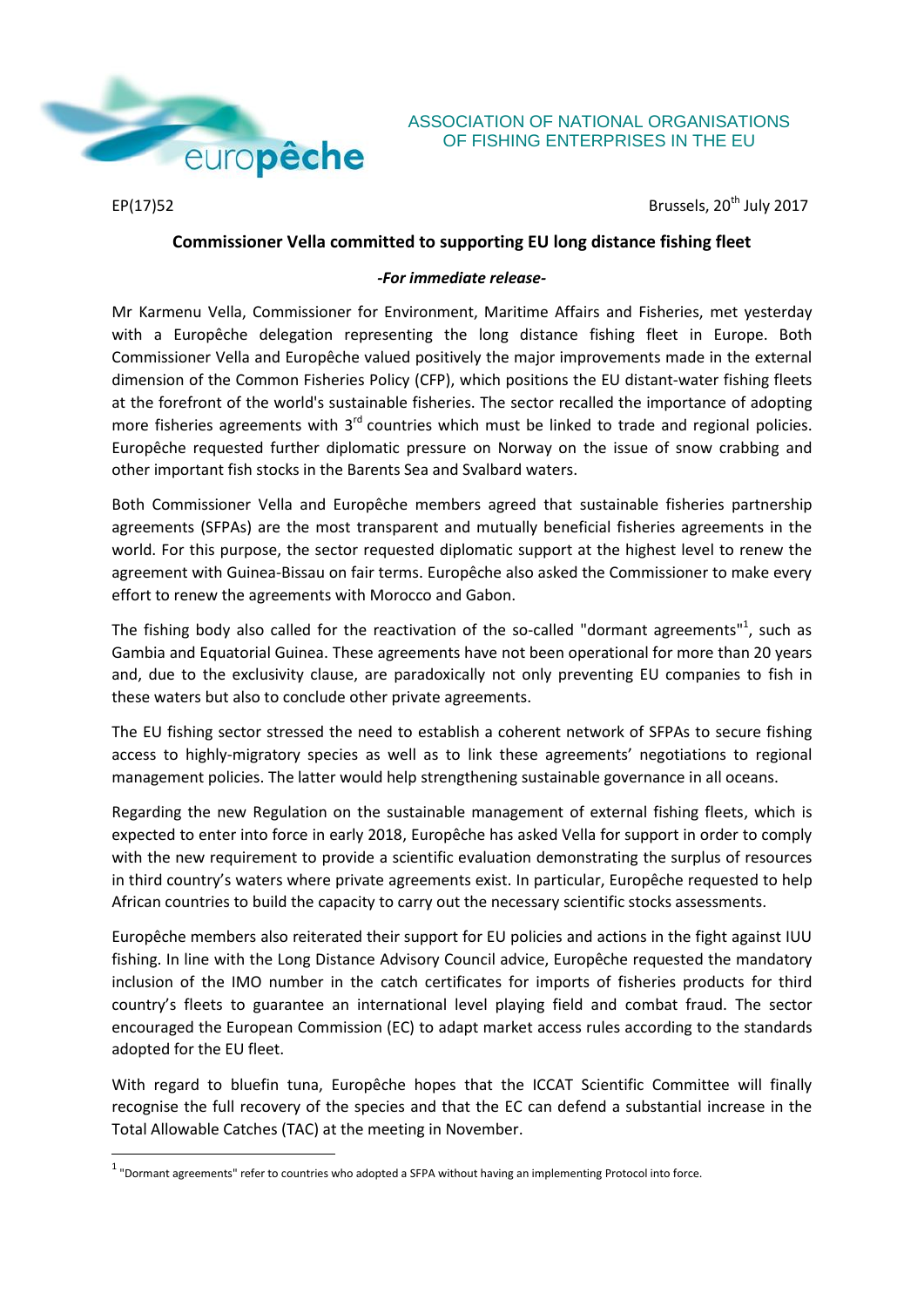europêche

ASSOCIATION OF NATIONAL ORGANISATIONS OF FISHING ENTERPRISES IN THE EU

EP(17)52

Brussels, 20th July 2017

# Commissioner Vella committed to supporting EU long distance fishing fleet

***-For immediate release-***

Mr Karmenu Vella, Commissioner for Environment, Maritime Affairs and Fisheries, met yesterday with a Europêche delegation representing the long distance fishing fleet in Europe. Both Commissioner Vella and Europêche valued positively the major improvements made in the external dimension of the Common Fisheries Policy (CFP), which positions the EU distant-water fishing fleets at the forefront of the world's sustainable fisheries. The sector recalled the importance of adopting more fisheries agreements with 3rd countries which must be linked to trade and regional policies. Europêche requested further diplomatic pressure on Norway on the issue of snow crabbing and other important fish stocks in the Barents Sea and Svalbard waters.

Both Commissioner Vella and Europêche members agreed that sustainable fisheries partnership agreements (SFPAs) are the most transparent and mutually beneficial fisheries agreements in the world. For this purpose, the sector requested diplomatic support at the highest level to renew the agreement with Guinea-Bissau on fair terms. Europêche also asked the Commissioner to make every effort to renew the agreements with Morocco and Gabon.

The fishing body also called for the reactivation of the so-called "dormant agreements"[1], such as Gambia and Equatorial Guinea. These agreements have not been operational for more than 20 years and, due to the exclusivity clause, are paradoxically not only preventing EU companies to fish in these waters but also to conclude other private agreements.

The EU fishing sector stressed the need to establish a coherent network of SFPAs to secure fishing access to highly-migratory species as well as to link these agreements' negotiations to regional management policies. The latter would help strengthening sustainable governance in all oceans.

Regarding the new Regulation on the sustainable management of external fishing fleets, which is expected to enter into force in early 2018, Europêche has asked Vella for support in order to comply with the new requirement to provide a scientific evaluation demonstrating the surplus of resources in third country's waters where private agreements exist. In particular, Europêche requested to help African countries to build the capacity to carry out the necessary scientific stocks assessments.

Europêche members also reiterated their support for EU policies and actions in the fight against IUU fishing. In line with the Long Distance Advisory Council advice, Europêche requested the mandatory inclusion of the IMO number in the catch certificates for imports of fisheries products for third country's fleets to guarantee an international level playing field and combat fraud. The sector encouraged the European Commission (EC) to adapt market access rules according to the standards adopted for the EU fleet.

With regard to bluefin tuna, Europêche hopes that the ICCAT Scientific Committee will finally recognise the full recovery of the species and that the EC can defend a substantial increase in the Total Allowable Catches (TAC) at the meeting in November.

[1] "Dormant agreements" refer to countries who adopted a SFPA without having an implementing Protocol into force.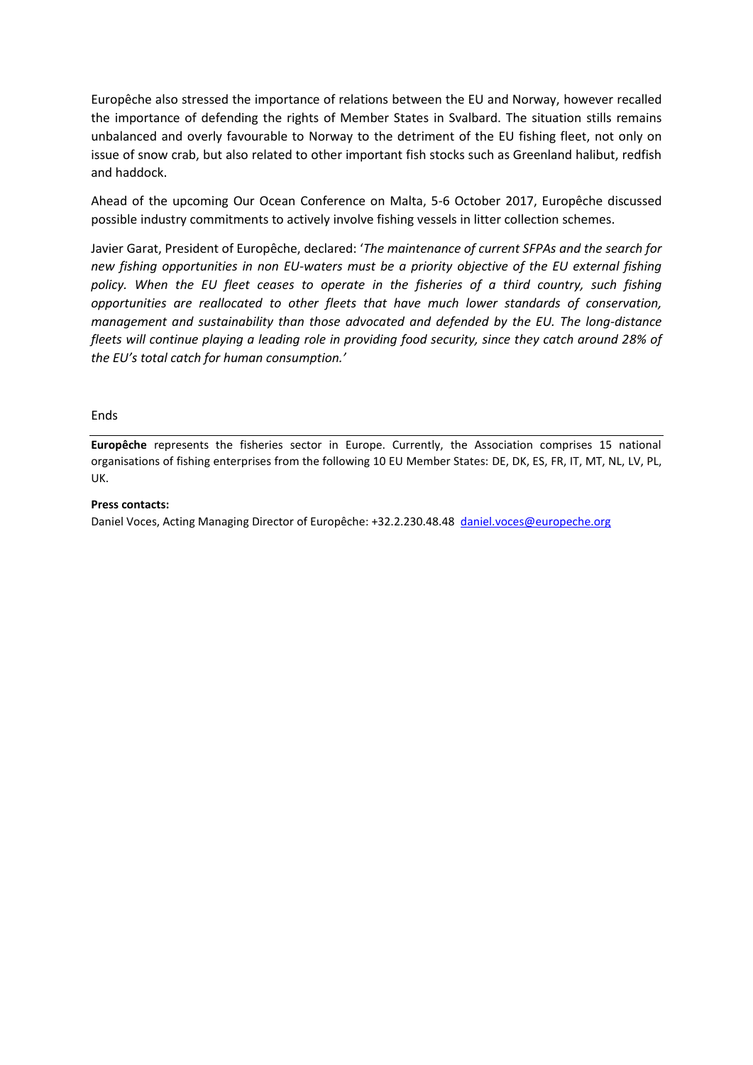Europêche also stressed the importance of relations between the EU and Norway, however recalled the importance of defending the rights of Member States in Svalbard. The situation stills remains unbalanced and overly favourable to Norway to the detriment of the EU fishing fleet, not only on issue of snow crab, but also related to other important fish stocks such as Greenland halibut, redfish and haddock.

Ahead of the upcoming Our Ocean Conference on Malta, 5-6 October 2017, Europêche discussed possible industry commitments to actively involve fishing vessels in litter collection schemes.

Javier Garat, President of Europêche, declared: '*The maintenance of current SFPAs and the search for new fishing opportunities in non EU-waters must be a priority objective of the EU external fishing policy. When the EU fleet ceases to operate in the fisheries of a third country, such fishing opportunities are reallocated to other fleets that have much lower standards of conservation, management and sustainability than those advocated and defended by the EU. The long-distance fleets will continue playing a leading role in providing food security, since they catch around 28% of the EU's total catch for human consumption.*'

Ends

---

**Europêche** represents the fisheries sector in Europe. Currently, the Association comprises 15 national organisations of fishing enterprises from the following 10 EU Member States: DE, DK, ES, FR, IT, MT, NL, LV, PL, UK.

**Press contacts:**

Daniel Voces, Acting Managing Director of Europêche: +32.2.230.48.48 [daniel.voces@europeche.org](mailto:daniel.voces@europeche.org)